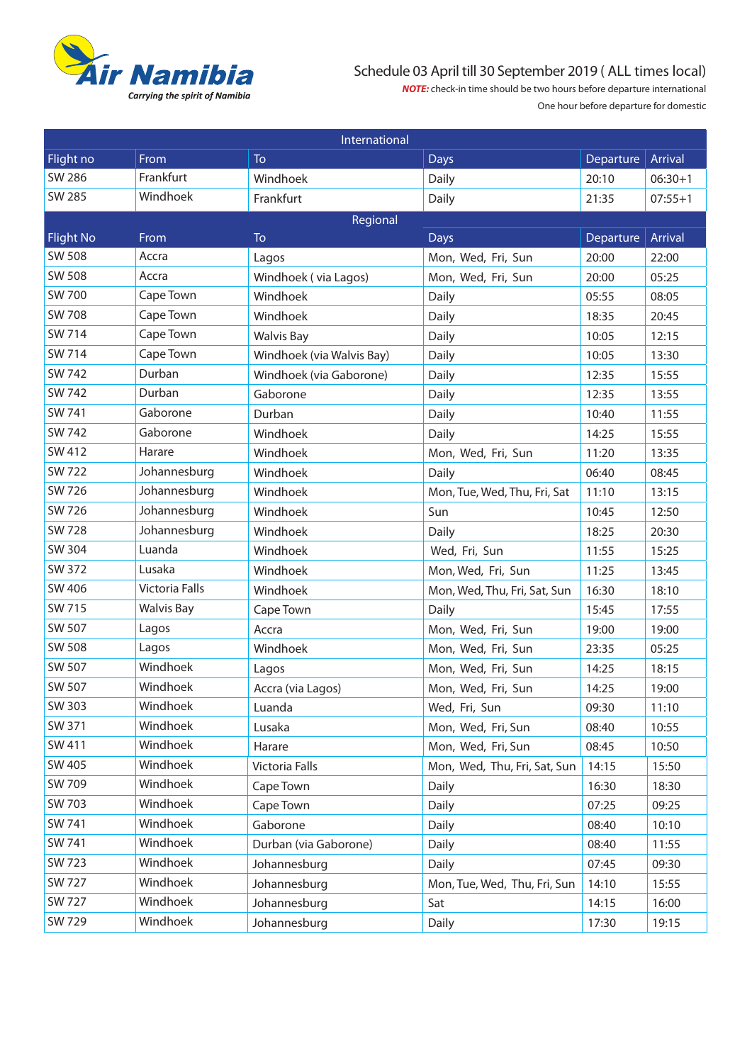**Air Namibia**

*Carrying the spirit of Namibia*

Schedule 03 April till 30 September 2019 ( ALL times local)

***NOTE:*** check-in time should be two hours before departure international

One hour before departure for domestic

| International | | | | | |
|---|---|---|---|---|---|
| Flight no | From | To | Days | Departure | Arrival |
| SW 286 | Frankfurt | Windhoek | Daily | 20:10 | 06:30+1 |
| SW 285 | Windhoek | Frankfurt | Daily | 21:35 | 07:55+1 |

| Regional | | | | | |
|---|---|---|---|---|---|
| Flight No | From | To | Days | Departure | Arrival |
| SW 508 | Accra | Lagos | Mon, Wed, Fri, Sun | 20:00 | 22:00 |
| SW 508 | Accra | Windhoek ( via Lagos) | Mon, Wed, Fri, Sun | 20:00 | 05:25 |
| SW 700 | Cape Town | Windhoek | Daily | 05:55 | 08:05 |
| SW 708 | Cape Town | Windhoek | Daily | 18:35 | 20:45 |
| SW 714 | Cape Town | Walvis Bay | Daily | 10:05 | 12:15 |
| SW 714 | Cape Town | Windhoek (via Walvis Bay) | Daily | 10:05 | 13:30 |
| SW 742 | Durban | Windhoek (via Gaborone) | Daily | 12:35 | 15:55 |
| SW 742 | Durban | Gaborone | Daily | 12:35 | 13:55 |
| SW 741 | Gaborone | Durban | Daily | 10:40 | 11:55 |
| SW 742 | Gaborone | Windhoek | Daily | 14:25 | 15:55 |
| SW 412 | Harare | Windhoek | Mon, Wed, Fri, Sun | 11:20 | 13:35 |
| SW 722 | Johannesburg | Windhoek | Daily | 06:40 | 08:45 |
| SW 726 | Johannesburg | Windhoek | Mon, Tue, Wed, Thu, Fri, Sat | 11:10 | 13:15 |
| SW 726 | Johannesburg | Windhoek | Sun | 10:45 | 12:50 |
| SW 728 | Johannesburg | Windhoek | Daily | 18:25 | 20:30 |
| SW 304 | Luanda | Windhoek | Wed, Fri, Sun | 11:55 | 15:25 |
| SW 372 | Lusaka | Windhoek | Mon, Wed, Fri, Sun | 11:25 | 13:45 |
| SW 406 | Victoria Falls | Windhoek | Mon, Wed, Thu, Fri, Sat, Sun | 16:30 | 18:10 |
| SW 715 | Walvis Bay | Cape Town | Daily | 15:45 | 17:55 |
| SW 507 | Lagos | Accra | Mon, Wed, Fri, Sun | 19:00 | 19:00 |
| SW 508 | Lagos | Windhoek | Mon, Wed, Fri, Sun | 23:35 | 05:25 |
| SW 507 | Windhoek | Lagos | Mon, Wed, Fri, Sun | 14:25 | 18:15 |
| SW 507 | Windhoek | Accra (via Lagos) | Mon, Wed, Fri, Sun | 14:25 | 19:00 |
| SW 303 | Windhoek | Luanda | Wed, Fri, Sun | 09:30 | 11:10 |
| SW 371 | Windhoek | Lusaka | Mon, Wed, Fri, Sun | 08:40 | 10:55 |
| SW 411 | Windhoek | Harare | Mon, Wed, Fri, Sun | 08:45 | 10:50 |
| SW 405 | Windhoek | Victoria Falls | Mon, Wed, Thu, Fri, Sat, Sun | 14:15 | 15:50 |
| SW 709 | Windhoek | Cape Town | Daily | 16:30 | 18:30 |
| SW 703 | Windhoek | Cape Town | Daily | 07:25 | 09:25 |
| SW 741 | Windhoek | Gaborone | Daily | 08:40 | 10:10 |
| SW 741 | Windhoek | Durban (via Gaborone) | Daily | 08:40 | 11:55 |
| SW 723 | Windhoek | Johannesburg | Daily | 07:45 | 09:30 |
| SW 727 | Windhoek | Johannesburg | Mon, Tue, Wed, Thu, Fri, Sun | 14:10 | 15:55 |
| SW 727 | Windhoek | Johannesburg | Sat | 14:15 | 16:00 |
| SW 729 | Windhoek | Johannesburg | Daily | 17:30 | 19:15 |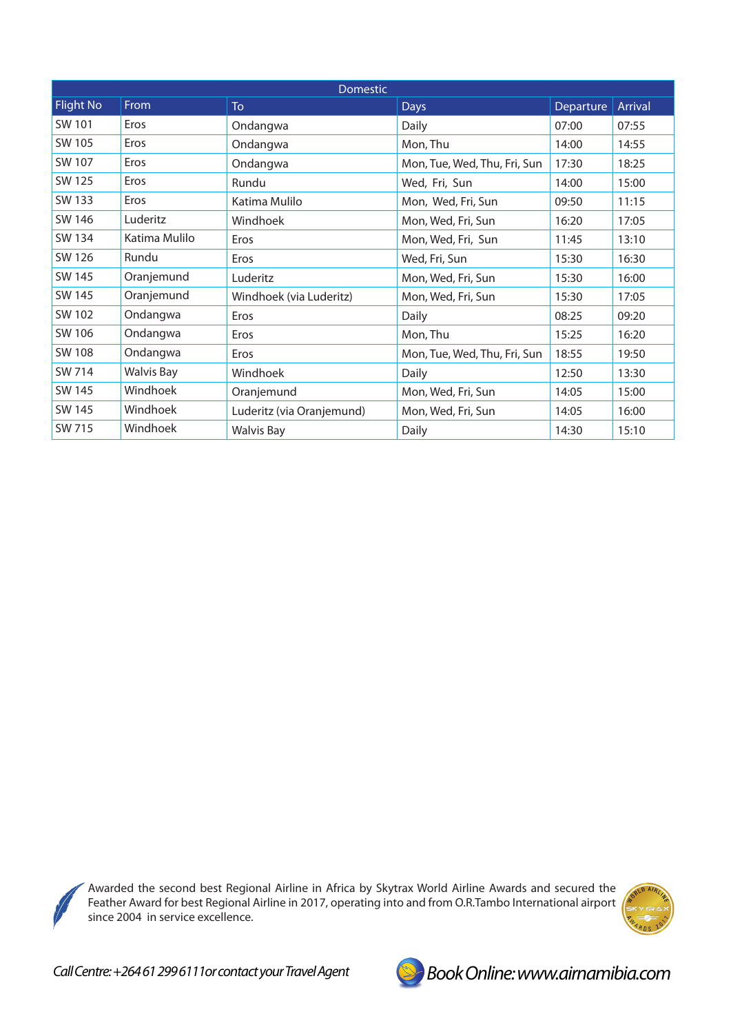| Domestic | | | | | |
|---|---|---|---|---|---|
| Flight No | From | To | Days | Departure | Arrival |
| SW 101 | Eros | Ondangwa | Daily | 07:00 | 07:55 |
| SW 105 | Eros | Ondangwa | Mon, Thu | 14:00 | 14:55 |
| SW 107 | Eros | Ondangwa | Mon, Tue, Wed, Thu, Fri, Sun | 17:30 | 18:25 |
| SW 125 | Eros | Rundu | Wed, Fri, Sun | 14:00 | 15:00 |
| SW 133 | Eros | Katima Mulilo | Mon, Wed, Fri, Sun | 09:50 | 11:15 |
| SW 146 | Luderitz | Windhoek | Mon, Wed, Fri, Sun | 16:20 | 17:05 |
| SW 134 | Katima Mulilo | Eros | Mon, Wed, Fri, Sun | 11:45 | 13:10 |
| SW 126 | Rundu | Eros | Wed, Fri, Sun | 15:30 | 16:30 |
| SW 145 | Oranjemund | Luderitz | Mon, Wed, Fri, Sun | 15:30 | 16:00 |
| SW 145 | Oranjemund | Windhoek (via Luderitz) | Mon, Wed, Fri, Sun | 15:30 | 17:05 |
| SW 102 | Ondangwa | Eros | Daily | 08:25 | 09:20 |
| SW 106 | Ondangwa | Eros | Mon, Thu | 15:25 | 16:20 |
| SW 108 | Ondangwa | Eros | Mon, Tue, Wed, Thu, Fri, Sun | 18:55 | 19:50 |
| SW 714 | Walvis Bay | Windhoek | Daily | 12:50 | 13:30 |
| SW 145 | Windhoek | Oranjemund | Mon, Wed, Fri, Sun | 14:05 | 15:00 |
| SW 145 | Windhoek | Luderitz (via Oranjemund) | Mon, Wed, Fri, Sun | 14:05 | 16:00 |
| SW 715 | Windhoek | Walvis Bay | Daily | 14:30 | 15:10 |

Awarded the second best Regional Airline in Africa by Skytrax World Airline Awards and secured the Feather Award for best Regional Airline in 2017, operating into and from O.R.Tambo International airport since 2004 in service excellence.

*Call Centre: +264 61 299 6111 or contact your Travel Agent*

*Book Online: www.airnamibia.com*